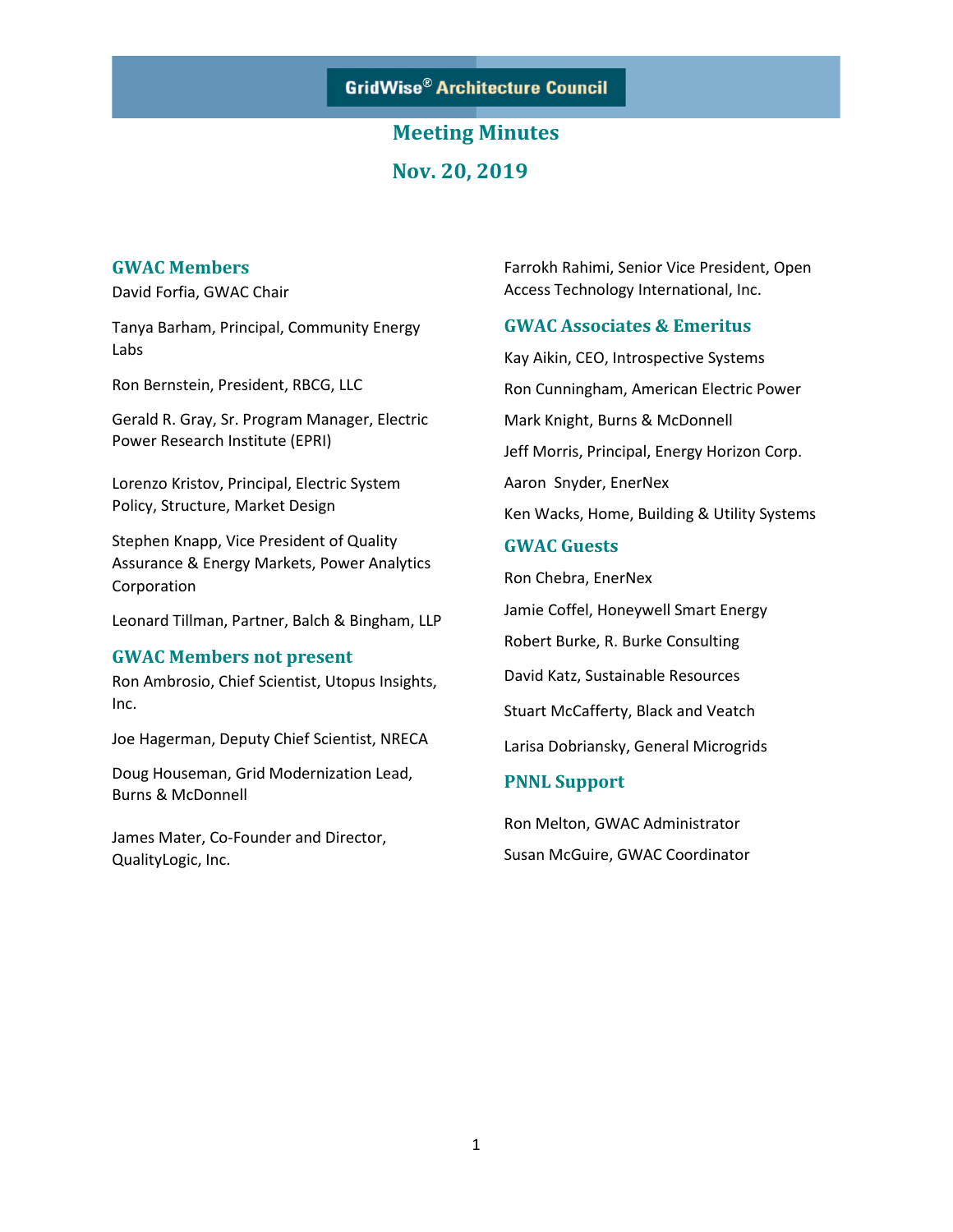GridWise® Architecture Council

# Meeting Minutes

# Nov. 20, 2019

## GWAC Members

David Forfia, GWAC Chair

Tanya Barham, Principal, Community Energy Labs

Ron Bernstein, President, RBCG, LLC

Gerald R. Gray, Sr. Program Manager, Electric Power Research Institute (EPRI)

Lorenzo Kristov, Principal, Electric System Policy, Structure, Market Design

Stephen Knapp, Vice President of Quality Assurance & Energy Markets, Power Analytics Corporation

Leonard Tillman, Partner, Balch & Bingham, LLP

## GWAC Members not present

Ron Ambrosio, Chief Scientist, Utopus Insights, Inc.

Joe Hagerman, Deputy Chief Scientist, NRECA

Doug Houseman, Grid Modernization Lead, Burns & McDonnell

James Mater, Co-Founder and Director, QualityLogic, Inc.

Farrokh Rahimi, Senior Vice President, Open Access Technology International, Inc.

## GWAC Associates & Emeritus

Kay Aikin, CEO, Introspective Systems

Ron Cunningham, American Electric Power

Mark Knight, Burns & McDonnell

Jeff Morris, Principal, Energy Horizon Corp.

Aaron Snyder, EnerNex

Ken Wacks, Home, Building & Utility Systems

## GWAC Guests

Ron Chebra, EnerNex

Jamie Coffel, Honeywell Smart Energy

Robert Burke, R. Burke Consulting

David Katz, Sustainable Resources

Stuart McCafferty, Black and Veatch

Larisa Dobriansky, General Microgrids

## PNNL Support

Ron Melton, GWAC Administrator

Susan McGuire, GWAC Coordinator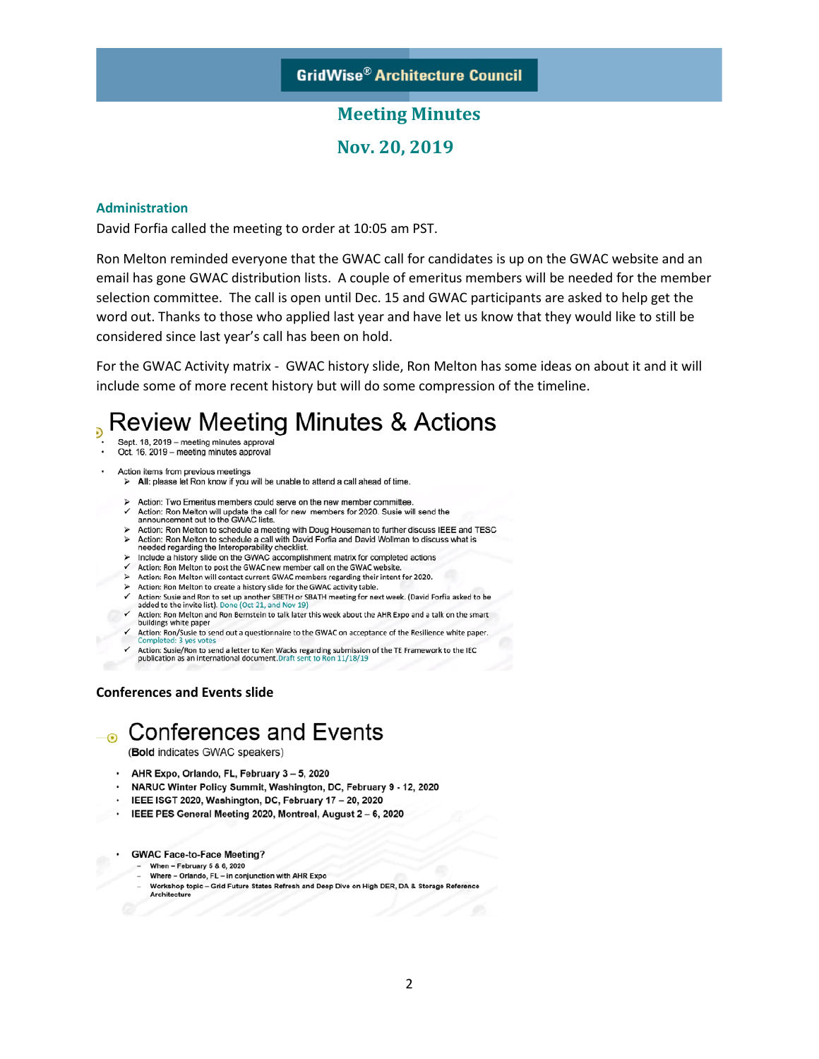## Meeting Minutes

## Nov. 20, 2019

### Administration

David Forfia called the meeting to order at 10:05 am PST.

Ron Melton reminded everyone that the GWAC call for candidates is up on the GWAC website and an email has gone GWAC distribution lists. A couple of emeritus members will be needed for the member selection committee. The call is open until Dec. 15 and GWAC participants are asked to help get the word out. Thanks to those who applied last year and have let us know that they would like to still be considered since last year's call has been on hold.

For the GWAC Activity matrix - GWAC history slide, Ron Melton has some ideas on about it and it will include some of more recent history but will do some compression of the timeline.

## Review Meeting Minutes & Actions

- Sept. 18, 2019 – meeting minutes approval
- Oct. 16, 2019 – meeting minutes approval
- Action items from previous meetings
  - ➢ **All**: please let Ron know if you will be unable to attend a call ahead of time.
  - ➢ Action: Two Emeritus members could serve on the new member committee.
  - ✓ Action: Ron Melton will update the call for new members for 2020. Susie will send the announcement out to the GWAC lists.
  - ➢ Action: Ron Melton to schedule a meeting with Doug Houseman to further discuss IEEE and TESC
  - ➢ Action: Ron Melton to schedule a call with David Forfia and David Wollman to discuss what is needed regarding the Interoperability checklist.
  - ➢ Include a history slide on the GWAC accomplishment matrix for completed actions
  - ✓ Action: Ron Melton to post the GWAC new member call on the GWAC website.
  - ➢ Action: Ron Melton will contact current GWAC members regarding their intent for 2020.
  - ➢ Action: Ron Melton to create a history slide for the GWAC activity table.
  - ✓ Action: Susie and Ron to set up another SBETH or SBATH meeting for next week. (David Forfia asked to be added to the invite list). Done (Oct 21, and Nov 19)
  - ✓ Action: Ron Melton and Ron Bernstein to talk later this week about the AHR Expo and a talk on the smart buildings white paper
  - ✓ Action: Ron/Susie to send out a questionnaire to the GWAC on acceptance of the Resilience white paper. Completed: 3 yes votes
  - ✓ Action: Susie/Ron to send a letter to Ken Wacks regarding submission of the TE Framework to the IEC publication as an international document. Draft sent to Ron 11/18/19

**Conferences and Events slide**

## Conferences and Events

(**Bold** indicates GWAC speakers)

- **AHR Expo, Orlando, FL, February 3 – 5, 2020**
- **NARUC Winter Policy Summit, Washington, DC, February 9 - 12, 2020**
- **IEEE ISGT 2020, Washington, DC, February 17 – 20, 2020**
- **IEEE PES General Meeting 2020, Montreal, August 2 – 6, 2020**

- GWAC Face-to-Face Meeting?
  - When – February 5 & 6, 2020
  - Where – Orlando, FL – in conjunction with AHR Expo
  - Workshop topic – Grid Future States Refresh and Deep Dive on High DER, DA & Storage Reference Architecture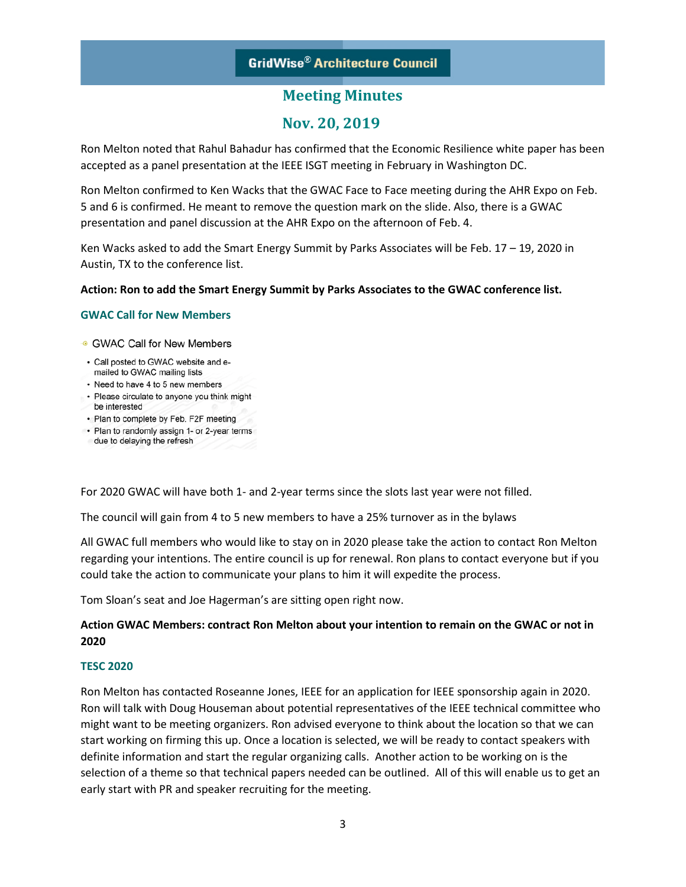# Meeting Minutes

## Nov. 20, 2019

Ron Melton noted that Rahul Bahadur has confirmed that the Economic Resilience white paper has been accepted as a panel presentation at the IEEE ISGT meeting in February in Washington DC.

Ron Melton confirmed to Ken Wacks that the GWAC Face to Face meeting during the AHR Expo on Feb. 5 and 6 is confirmed. He meant to remove the question mark on the slide. Also, there is a GWAC presentation and panel discussion at the AHR Expo on the afternoon of Feb. 4.

Ken Wacks asked to add the Smart Energy Summit by Parks Associates will be Feb. 17 – 19, 2020 in Austin, TX to the conference list.

**Action: Ron to add the Smart Energy Summit by Parks Associates to the GWAC conference list.**

### GWAC Call for New Members

- GWAC Call for New Members
  - Call posted to GWAC website and e-mailed to GWAC mailing lists
  - Need to have 4 to 5 new members
  - Please circulate to anyone you think might be interested
  - Plan to complete by Feb. F2F meeting
  - Plan to randomly assign 1- or 2-year terms due to delaying the refresh

For 2020 GWAC will have both 1- and 2-year terms since the slots last year were not filled.

The council will gain from 4 to 5 new members to have a 25% turnover as in the bylaws

All GWAC full members who would like to stay on in 2020 please take the action to contact Ron Melton regarding your intentions. The entire council is up for renewal. Ron plans to contact everyone but if you could take the action to communicate your plans to him it will expedite the process.

Tom Sloan's seat and Joe Hagerman's are sitting open right now.

**Action GWAC Members: contract Ron Melton about your intention to remain on the GWAC or not in 2020**

### TESC 2020

Ron Melton has contacted Roseanne Jones, IEEE for an application for IEEE sponsorship again in 2020. Ron will talk with Doug Houseman about potential representatives of the IEEE technical committee who might want to be meeting organizers. Ron advised everyone to think about the location so that we can start working on firming this up. Once a location is selected, we will be ready to contact speakers with definite information and start the regular organizing calls. Another action to be working on is the selection of a theme so that technical papers needed can be outlined. All of this will enable us to get an early start with PR and speaker recruiting for the meeting.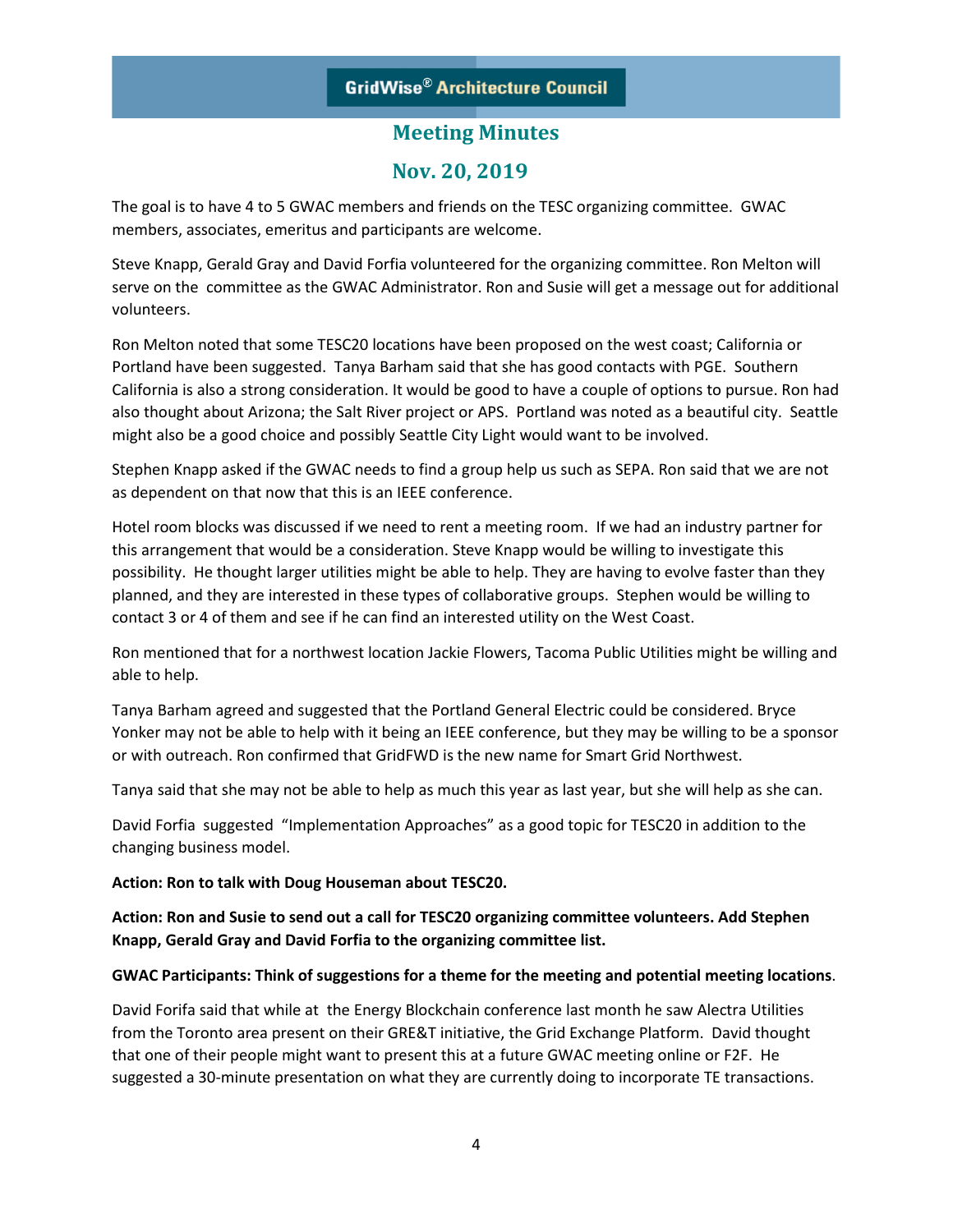The goal is to have 4 to 5 GWAC members and friends on the TESC organizing committee. GWAC members, associates, emeritus and participants are welcome.

Steve Knapp, Gerald Gray and David Forfia volunteered for the organizing committee. Ron Melton will serve on the committee as the GWAC Administrator. Ron and Susie will get a message out for additional volunteers.

Ron Melton noted that some TESC20 locations have been proposed on the west coast; California or Portland have been suggested. Tanya Barham said that she has good contacts with PGE. Southern California is also a strong consideration. It would be good to have a couple of options to pursue. Ron had also thought about Arizona; the Salt River project or APS. Portland was noted as a beautiful city. Seattle might also be a good choice and possibly Seattle City Light would want to be involved.

Stephen Knapp asked if the GWAC needs to find a group help us such as SEPA. Ron said that we are not as dependent on that now that this is an IEEE conference.

Hotel room blocks was discussed if we need to rent a meeting room. If we had an industry partner for this arrangement that would be a consideration. Steve Knapp would be willing to investigate this possibility. He thought larger utilities might be able to help. They are having to evolve faster than they planned, and they are interested in these types of collaborative groups. Stephen would be willing to contact 3 or 4 of them and see if he can find an interested utility on the West Coast.

Ron mentioned that for a northwest location Jackie Flowers, Tacoma Public Utilities might be willing and able to help.

Tanya Barham agreed and suggested that the Portland General Electric could be considered. Bryce Yonker may not be able to help with it being an IEEE conference, but they may be willing to be a sponsor or with outreach. Ron confirmed that GridFWD is the new name for Smart Grid Northwest.

Tanya said that she may not be able to help as much this year as last year, but she will help as she can.

David Forfia suggested "Implementation Approaches" as a good topic for TESC20 in addition to the changing business model.

**Action: Ron to talk with Doug Houseman about TESC20.**

**Action: Ron and Susie to send out a call for TESC20 organizing committee volunteers. Add Stephen Knapp, Gerald Gray and David Forfia to the organizing committee list.**

**GWAC Participants: Think of suggestions for a theme for the meeting and potential meeting locations**.

David Forifa said that while at the Energy Blockchain conference last month he saw Alectra Utilities from the Toronto area present on their GRE&T initiative, the Grid Exchange Platform. David thought that one of their people might want to present this at a future GWAC meeting online or F2F. He suggested a 30-minute presentation on what they are currently doing to incorporate TE transactions.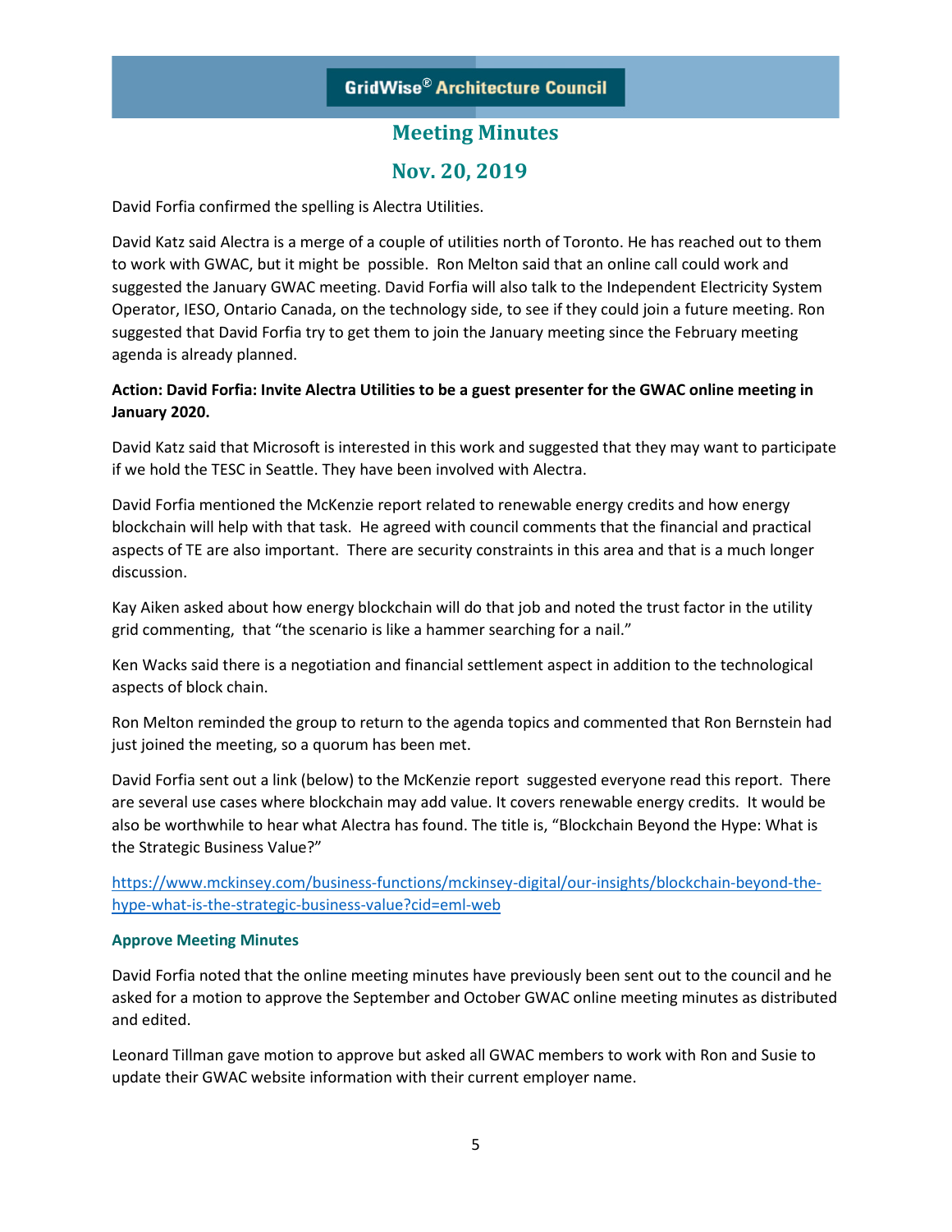David Forfia confirmed the spelling is Alectra Utilities.

David Katz said Alectra is a merge of a couple of utilities north of Toronto. He has reached out to them to work with GWAC, but it might be possible. Ron Melton said that an online call could work and suggested the January GWAC meeting. David Forfia will also talk to the Independent Electricity System Operator, IESO, Ontario Canada, on the technology side, to see if they could join a future meeting. Ron suggested that David Forfia try to get them to join the January meeting since the February meeting agenda is already planned.

**Action: David Forfia: Invite Alectra Utilities to be a guest presenter for the GWAC online meeting in January 2020.**

David Katz said that Microsoft is interested in this work and suggested that they may want to participate if we hold the TESC in Seattle. They have been involved with Alectra.

David Forfia mentioned the McKenzie report related to renewable energy credits and how energy blockchain will help with that task. He agreed with council comments that the financial and practical aspects of TE are also important. There are security constraints in this area and that is a much longer discussion.

Kay Aiken asked about how energy blockchain will do that job and noted the trust factor in the utility grid commenting, that "the scenario is like a hammer searching for a nail."

Ken Wacks said there is a negotiation and financial settlement aspect in addition to the technological aspects of block chain.

Ron Melton reminded the group to return to the agenda topics and commented that Ron Bernstein had just joined the meeting, so a quorum has been met.

David Forfia sent out a link (below) to the McKenzie report suggested everyone read this report. There are several use cases where blockchain may add value. It covers renewable energy credits. It would be also be worthwhile to hear what Alectra has found. The title is, "Blockchain Beyond the Hype: What is the Strategic Business Value?"

https://www.mckinsey.com/business-functions/mckinsey-digital/our-insights/blockchain-beyond-the-hype-what-is-the-strategic-business-value?cid=eml-web

### Approve Meeting Minutes

David Forfia noted that the online meeting minutes have previously been sent out to the council and he asked for a motion to approve the September and October GWAC online meeting minutes as distributed and edited.

Leonard Tillman gave motion to approve but asked all GWAC members to work with Ron and Susie to update their GWAC website information with their current employer name.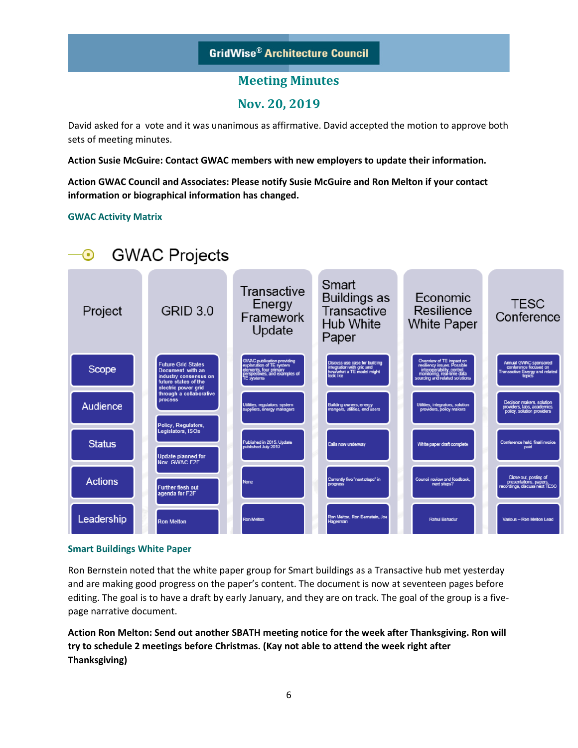David asked for a vote and it was unanimous as affirmative. David accepted the motion to approve both sets of meeting minutes.

**Action Susie McGuire: Contact GWAC members with new employers to update their information.**

**Action GWAC Council and Associates: Please notify Susie McGuire and Ron Melton if your contact information or biographical information has changed.**

### GWAC Activity Matrix

## GWAC Projects

| Project | GRID 3.0 | Transactive Energy Framework Update | Smart Buildings as Transactive Hub White Paper | Economic Resilience White Paper | TESC Conference |
|---|---|---|---|---|---|
| Scope | Future Grid States Document with an industry consensus on future states of the electric power grid through a collaborative process | GWAC publication providing explanation of TE system elements, four primary perspectives, and examples of TE systems | Discuss use case for building integration with grid and how what a TE model might look like | Overview of TE impact on resiliency issues. Possible interoperability, control, monitoring, real-time data sourcing and related solutions | Annual GWAC sponsored conference focused on Transactive Energy and related topics |
| Audience | Policy, Regulators, Legislators, ISOs | Utilities, regulators, system suppliers, energy managers | Building owners, energy mangers, utilities, end users | Utilities, integrators, solution providers, policy makers | Decision makers, solution providers, labs, academics, policy, solution providers |
| Status | Update planned for Nov. GWAC F2F | Published in 2015. Update published July 2019 | Calls now underway | White paper draft complete | Conference held, final invoice paid |
| Actions | Further flesh out agenda for F2F | None | Currently five "next steps" in progress | Council review and feedback, next steps? | Close out, posting of presentations, papers, recordings, discuss next TESC |
| Leadership | Ron Melton | Ron Melton | Ron Melton, Ron Bernstein, Joe Hagerman | Rahul Bahadur | Various – Ron Melton Lead |

### Smart Buildings White Paper

Ron Bernstein noted that the white paper group for Smart buildings as a Transactive hub met yesterday and are making good progress on the paper's content. The document is now at seventeen pages before editing. The goal is to have a draft by early January, and they are on track. The goal of the group is a five-page narrative document.

**Action Ron Melton: Send out another SBATH meeting notice for the week after Thanksgiving. Ron will try to schedule 2 meetings before Christmas. (Kay not able to attend the week right after Thanksgiving)**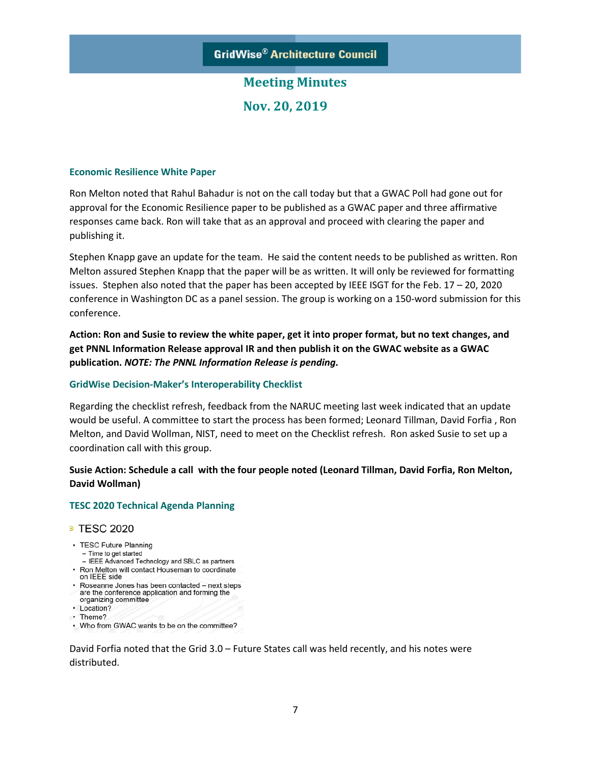# GridWise® Architecture Council

## Meeting Minutes

## Nov. 20, 2019

### Economic Resilience White Paper

Ron Melton noted that Rahul Bahadur is not on the call today but that a GWAC Poll had gone out for approval for the Economic Resilience paper to be published as a GWAC paper and three affirmative responses came back. Ron will take that as an approval and proceed with clearing the paper and publishing it.

Stephen Knapp gave an update for the team. He said the content needs to be published as written. Ron Melton assured Stephen Knapp that the paper will be as written. It will only be reviewed for formatting issues. Stephen also noted that the paper has been accepted by IEEE ISGT for the Feb. 17 – 20, 2020 conference in Washington DC as a panel session. The group is working on a 150-word submission for this conference.

**Action: Ron and Susie to review the white paper, get it into proper format, but no text changes, and get PNNL Information Release approval IR and then publish it on the GWAC website as a GWAC publication. *NOTE: The PNNL Information Release is pending.***

### GridWise Decision-Maker's Interoperability Checklist

Regarding the checklist refresh, feedback from the NARUC meeting last week indicated that an update would be useful. A committee to start the process has been formed; Leonard Tillman, David Forfia , Ron Melton, and David Wollman, NIST, need to meet on the Checklist refresh. Ron asked Susie to set up a coordination call with this group.

**Susie Action: Schedule a call with the four people noted (Leonard Tillman, David Forfia, Ron Melton, David Wollman)**

### TESC 2020 Technical Agenda Planning

TESC 2020

- TESC Future Planning
  - Time to get started
  - IEEE Advanced Technology and SBLC as partners
- Ron Melton will contact Houseman to coordinate on IEEE side
- Roseanne Jones has been contacted – next steps are the conference application and forming the organizing committee
- Location?
- Theme?
- Who from GWAC wants to be on the committee?

David Forfia noted that the Grid 3.0 – Future States call was held recently, and his notes were distributed.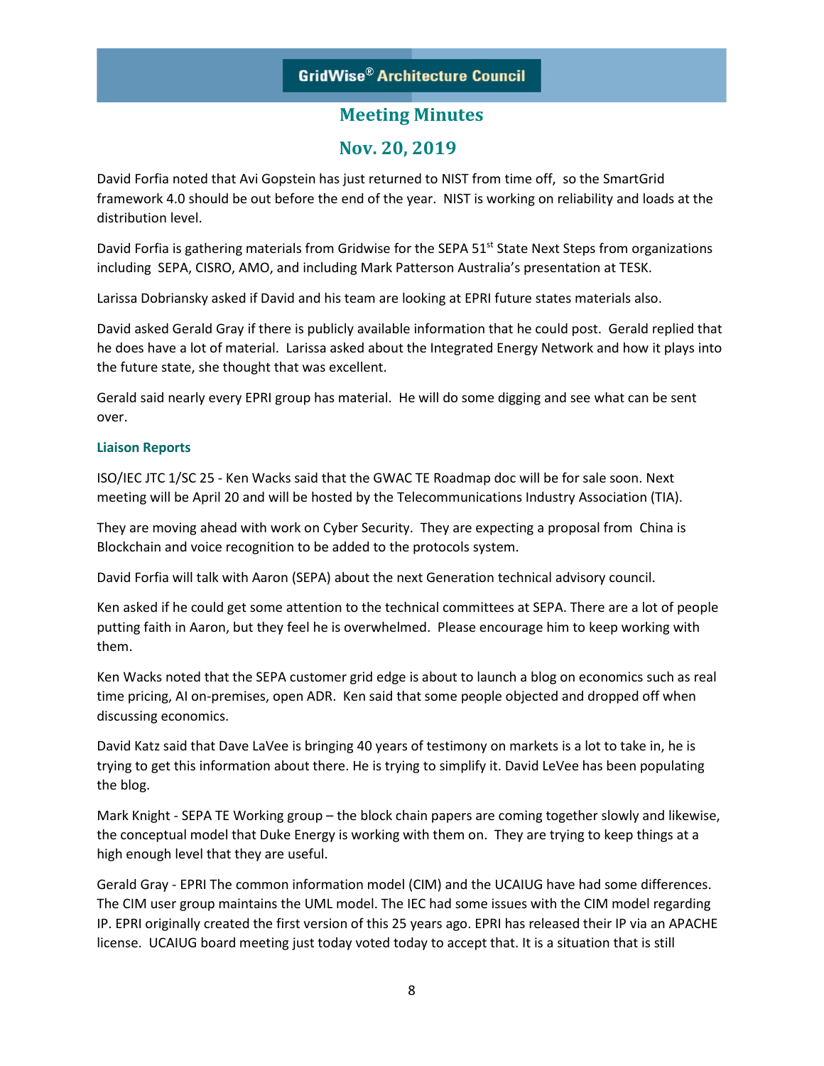David Forfia noted that Avi Gopstein has just returned to NIST from time off, so the SmartGrid framework 4.0 should be out before the end of the year. NIST is working on reliability and loads at the distribution level.

David Forfia is gathering materials from Gridwise for the SEPA 51st State Next Steps from organizations including SEPA, CISRO, AMO, and including Mark Patterson Australia's presentation at TESK.

Larissa Dobriansky asked if David and his team are looking at EPRI future states materials also.

David asked Gerald Gray if there is publicly available information that he could post. Gerald replied that he does have a lot of material. Larissa asked about the Integrated Energy Network and how it plays into the future state, she thought that was excellent.

Gerald said nearly every EPRI group has material. He will do some digging and see what can be sent over.

### Liaison Reports

ISO/IEC JTC 1/SC 25 - Ken Wacks said that the GWAC TE Roadmap doc will be for sale soon. Next meeting will be April 20 and will be hosted by the Telecommunications Industry Association (TIA).

They are moving ahead with work on Cyber Security. They are expecting a proposal from China is Blockchain and voice recognition to be added to the protocols system.

David Forfia will talk with Aaron (SEPA) about the next Generation technical advisory council.

Ken asked if he could get some attention to the technical committees at SEPA. There are a lot of people putting faith in Aaron, but they feel he is overwhelmed. Please encourage him to keep working with them.

Ken Wacks noted that the SEPA customer grid edge is about to launch a blog on economics such as real time pricing, AI on-premises, open ADR. Ken said that some people objected and dropped off when discussing economics.

David Katz said that Dave LaVee is bringing 40 years of testimony on markets is a lot to take in, he is trying to get this information about there. He is trying to simplify it. David LeVee has been populating the blog.

Mark Knight - SEPA TE Working group – the block chain papers are coming together slowly and likewise, the conceptual model that Duke Energy is working with them on. They are trying to keep things at a high enough level that they are useful.

Gerald Gray - EPRI The common information model (CIM) and the UCAIUG have had some differences. The CIM user group maintains the UML model. The IEC had some issues with the CIM model regarding IP. EPRI originally created the first version of this 25 years ago. EPRI has released their IP via an APACHE license. UCAIUG board meeting just today voted today to accept that. It is a situation that is still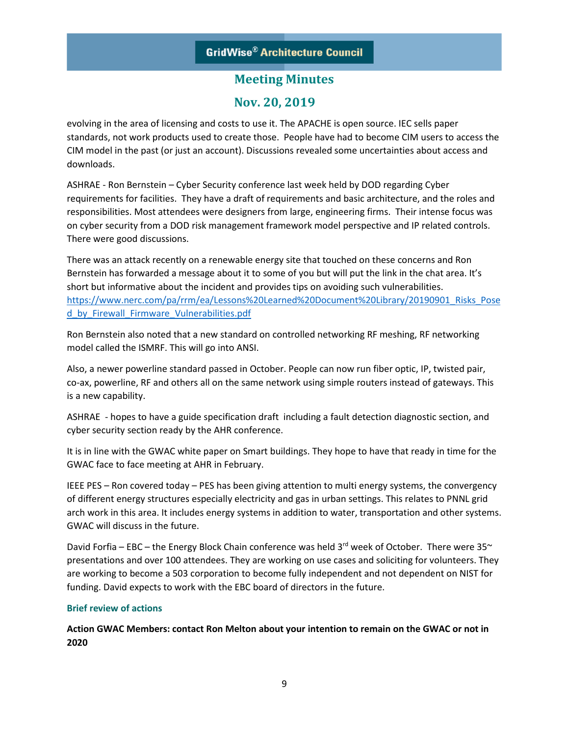evolving in the area of licensing and costs to use it. The APACHE is open source. IEC sells paper standards, not work products used to create those. People have had to become CIM users to access the CIM model in the past (or just an account). Discussions revealed some uncertainties about access and downloads.

ASHRAE - Ron Bernstein – Cyber Security conference last week held by DOD regarding Cyber requirements for facilities. They have a draft of requirements and basic architecture, and the roles and responsibilities. Most attendees were designers from large, engineering firms. Their intense focus was on cyber security from a DOD risk management framework model perspective and IP related controls. There were good discussions.

There was an attack recently on a renewable energy site that touched on these concerns and Ron Bernstein has forwarded a message about it to some of you but will put the link in the chat area. It's short but informative about the incident and provides tips on avoiding such vulnerabilities. https://www.nerc.com/pa/rrm/ea/Lessons%20Learned%20Document%20Library/20190901_Risks_Posed_by_Firewall_Firmware_Vulnerabilities.pdf

Ron Bernstein also noted that a new standard on controlled networking RF meshing, RF networking model called the ISMRF. This will go into ANSI.

Also, a newer powerline standard passed in October. People can now run fiber optic, IP, twisted pair, co-ax, powerline, RF and others all on the same network using simple routers instead of gateways. This is a new capability.

ASHRAE - hopes to have a guide specification draft including a fault detection diagnostic section, and cyber security section ready by the AHR conference.

It is in line with the GWAC white paper on Smart buildings. They hope to have that ready in time for the GWAC face to face meeting at AHR in February.

IEEE PES – Ron covered today – PES has been giving attention to multi energy systems, the convergency of different energy structures especially electricity and gas in urban settings. This relates to PNNL grid arch work in this area. It includes energy systems in addition to water, transportation and other systems. GWAC will discuss in the future.

David Forfia – EBC – the Energy Block Chain conference was held 3rd week of October. There were 35~ presentations and over 100 attendees. They are working on use cases and soliciting for volunteers. They are working to become a 503 corporation to become fully independent and not dependent on NIST for funding. David expects to work with the EBC board of directors in the future.

### Brief review of actions

**Action GWAC Members: contact Ron Melton about your intention to remain on the GWAC or not in 2020**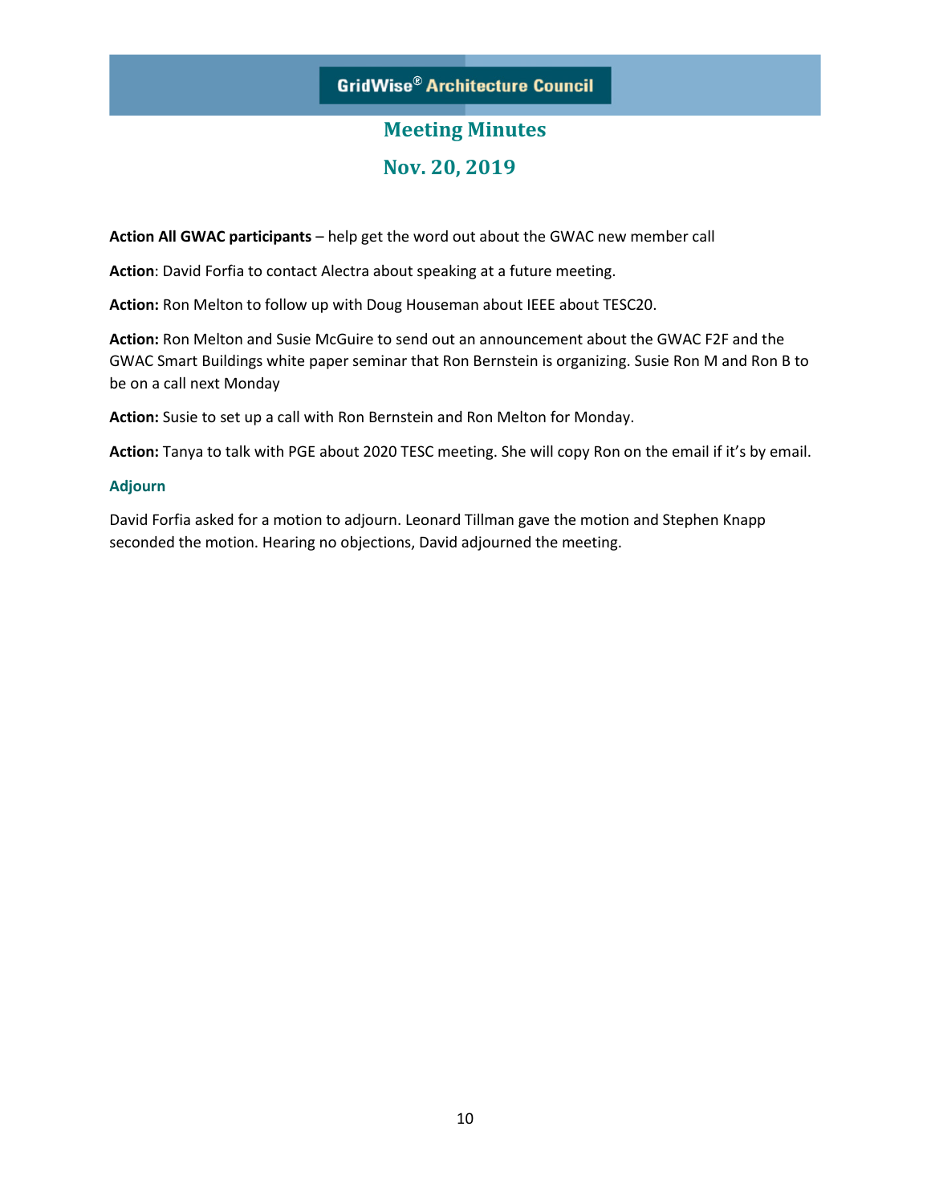**Action All GWAC participants** – help get the word out about the GWAC new member call

**Action**: David Forfia to contact Alectra about speaking at a future meeting.

**Action:** Ron Melton to follow up with Doug Houseman about IEEE about TESC20.

**Action:** Ron Melton and Susie McGuire to send out an announcement about the GWAC F2F and the GWAC Smart Buildings white paper seminar that Ron Bernstein is organizing. Susie Ron M and Ron B to be on a call next Monday

**Action:** Susie to set up a call with Ron Bernstein and Ron Melton for Monday.

**Action:** Tanya to talk with PGE about 2020 TESC meeting. She will copy Ron on the email if it's by email.

### Adjourn

David Forfia asked for a motion to adjourn. Leonard Tillman gave the motion and Stephen Knapp seconded the motion. Hearing no objections, David adjourned the meeting.